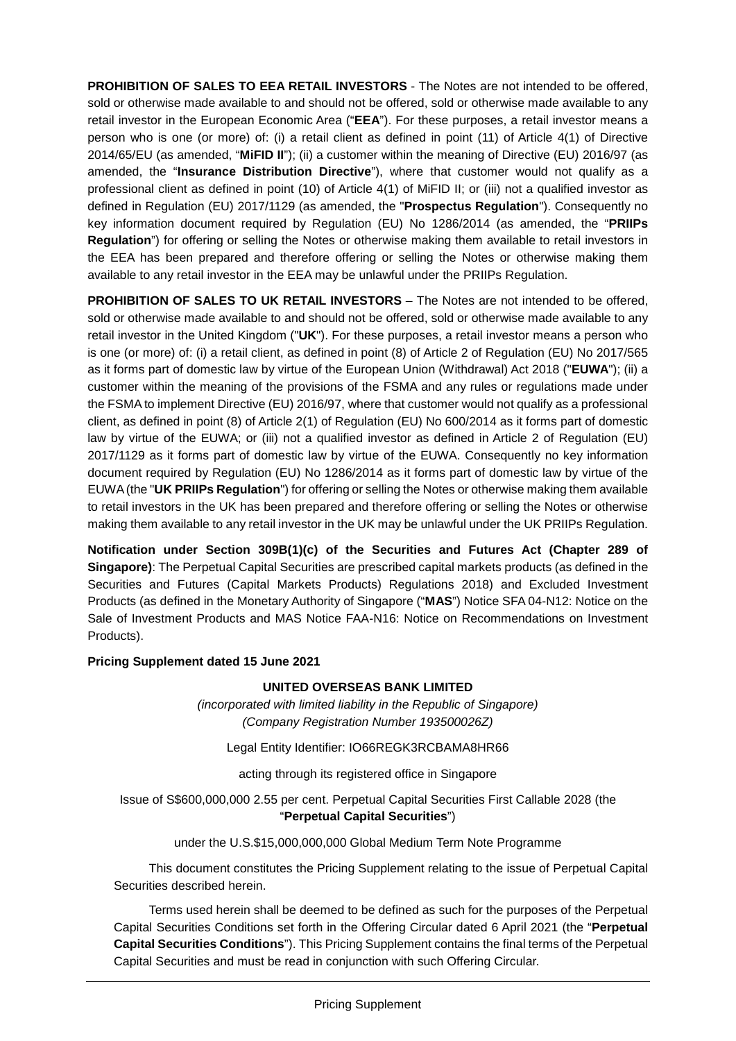**PROHIBITION OF SALES TO EEA RETAIL INVESTORS** - The Notes are not intended to be offered, sold or otherwise made available to and should not be offered, sold or otherwise made available to any retail investor in the European Economic Area ("**EEA**"). For these purposes, a retail investor means a person who is one (or more) of: (i) a retail client as defined in point (11) of Article 4(1) of Directive 2014/65/EU (as amended, "**MiFID II**"); (ii) a customer within the meaning of Directive (EU) 2016/97 (as amended, the "**Insurance Distribution Directive**"), where that customer would not qualify as a professional client as defined in point (10) of Article 4(1) of MiFID II; or (iii) not a qualified investor as defined in Regulation (EU) 2017/1129 (as amended, the "**Prospectus Regulation**"). Consequently no key information document required by Regulation (EU) No 1286/2014 (as amended, the "**PRIIPs Regulation**") for offering or selling the Notes or otherwise making them available to retail investors in the EEA has been prepared and therefore offering or selling the Notes or otherwise making them available to any retail investor in the EEA may be unlawful under the PRIIPs Regulation.

**PROHIBITION OF SALES TO UK RETAIL INVESTORS** – The Notes are not intended to be offered, sold or otherwise made available to and should not be offered, sold or otherwise made available to any retail investor in the United Kingdom ("**UK**"). For these purposes, a retail investor means a person who is one (or more) of: (i) a retail client, as defined in point (8) of Article 2 of Regulation (EU) No 2017/565 as it forms part of domestic law by virtue of the European Union (Withdrawal) Act 2018 ("**EUWA**"); (ii) a customer within the meaning of the provisions of the FSMA and any rules or regulations made under the FSMA to implement Directive (EU) 2016/97, where that customer would not qualify as a professional client, as defined in point (8) of Article 2(1) of Regulation (EU) No 600/2014 as it forms part of domestic law by virtue of the EUWA; or (iii) not a qualified investor as defined in Article 2 of Regulation (EU) 2017/1129 as it forms part of domestic law by virtue of the EUWA. Consequently no key information document required by Regulation (EU) No 1286/2014 as it forms part of domestic law by virtue of the EUWA (the "**UK PRIIPs Regulation**") for offering or selling the Notes or otherwise making them available to retail investors in the UK has been prepared and therefore offering or selling the Notes or otherwise making them available to any retail investor in the UK may be unlawful under the UK PRIIPs Regulation.

**Notification under Section 309B(1)(c) of the Securities and Futures Act (Chapter 289 of Singapore)**: The Perpetual Capital Securities are prescribed capital markets products (as defined in the Securities and Futures (Capital Markets Products) Regulations 2018) and Excluded Investment Products (as defined in the Monetary Authority of Singapore ("**MAS**") Notice SFA 04-N12: Notice on the Sale of Investment Products and MAS Notice FAA-N16: Notice on Recommendations on Investment Products).

**Pricing Supplement dated 15 June 2021**

**UNITED OVERSEAS BANK LIMITED**

*(incorporated with limited liability in the Republic of Singapore)*
*(Company Registration Number 193500026Z)*

Legal Entity Identifier: IO66REGK3RCBAMA8HR66

acting through its registered office in Singapore

Issue of S$600,000,000 2.55 per cent. Perpetual Capital Securities First Callable 2028 (the "**Perpetual Capital Securities**")

under the U.S.$15,000,000,000 Global Medium Term Note Programme

This document constitutes the Pricing Supplement relating to the issue of Perpetual Capital Securities described herein.

Terms used herein shall be deemed to be defined as such for the purposes of the Perpetual Capital Securities Conditions set forth in the Offering Circular dated 6 April 2021 (the "**Perpetual Capital Securities Conditions**"). This Pricing Supplement contains the final terms of the Perpetual Capital Securities and must be read in conjunction with such Offering Circular.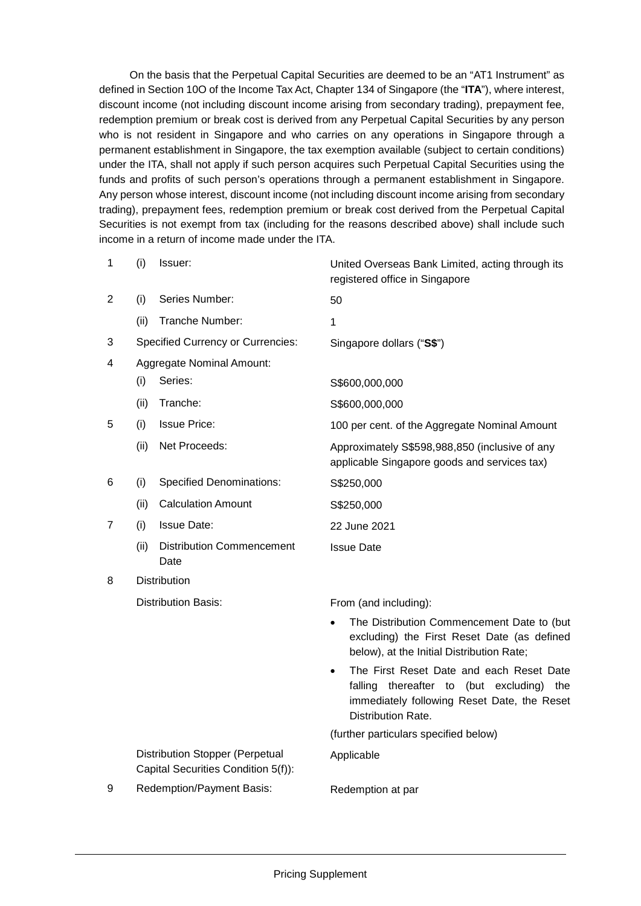On the basis that the Perpetual Capital Securities are deemed to be an "AT1 Instrument" as defined in Section 10O of the Income Tax Act, Chapter 134 of Singapore (the "**ITA**"), where interest, discount income (not including discount income arising from secondary trading), prepayment fee, redemption premium or break cost is derived from any Perpetual Capital Securities by any person who is not resident in Singapore and who carries on any operations in Singapore through a permanent establishment in Singapore, the tax exemption available (subject to certain conditions) under the ITA, shall not apply if such person acquires such Perpetual Capital Securities using the funds and profits of such person's operations through a permanent establishment in Singapore. Any person whose interest, discount income (not including discount income arising from secondary trading), prepayment fees, redemption premium or break cost derived from the Perpetual Capital Securities is not exempt from tax (including for the reasons described above) shall include such income in a return of income made under the ITA.

| | | | |
|---|---|---|---|
| 1 | (i) | Issuer: | United Overseas Bank Limited, acting through its registered office in Singapore |
| 2 | (i) | Series Number: | 50 |
| | (ii) | Tranche Number: | 1 |
| 3 | | Specified Currency or Currencies: | Singapore dollars ("**S$**") |
| 4 | | Aggregate Nominal Amount: | |
| | (i) | Series: | S$600,000,000 |
| | (ii) | Tranche: | S$600,000,000 |
| 5 | (i) | Issue Price: | 100 per cent. of the Aggregate Nominal Amount |
| | (ii) | Net Proceeds: | Approximately S$598,988,850 (inclusive of any applicable Singapore goods and services tax) |
| 6 | (i) | Specified Denominations: | S$250,000 |
| | (ii) | Calculation Amount | S$250,000 |
| 7 | (i) | Issue Date: | 22 June 2021 |
| | (ii) | Distribution Commencement Date | Issue Date |
| 8 | | Distribution | |
| | | Distribution Basis: | From (and including):<br>• The Distribution Commencement Date to (but excluding) the First Reset Date (as defined below), at the Initial Distribution Rate;<br>• The First Reset Date and each Reset Date falling thereafter to (but excluding) the immediately following Reset Date, the Reset Distribution Rate.<br>(further particulars specified below) |
| | | Distribution Stopper (Perpetual Capital Securities Condition 5(f)): | Applicable |
| 9 | | Redemption/Payment Basis: | Redemption at par |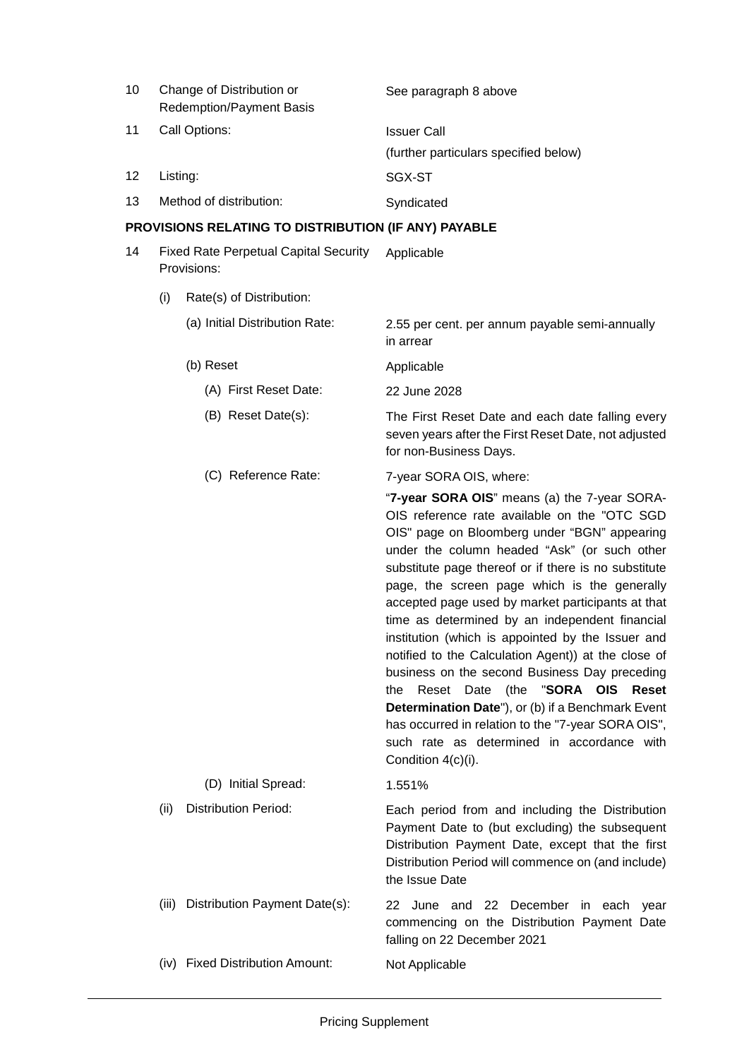| | | |
|---|---|---|
| 10 | Change of Distribution or Redemption/Payment Basis | See paragraph 8 above |
| 11 | Call Options: | Issuer Call<br>(further particulars specified below) |
| 12 | Listing: | SGX-ST |
| 13 | Method of distribution: | Syndicated |

**PROVISIONS RELATING TO DISTRIBUTION (IF ANY) PAYABLE**

| | | |
|---|---|---|
| 14 | Fixed Rate Perpetual Capital Security Provisions: | Applicable |
| | (i) Rate(s) of Distribution: | |
| | (a) Initial Distribution Rate: | 2.55 per cent. per annum payable semi-annually in arrear |
| | (b) Reset | Applicable |
| | (A) First Reset Date: | 22 June 2028 |
| | (B) Reset Date(s): | The First Reset Date and each date falling every seven years after the First Reset Date, not adjusted for non-Business Days. |
| | (C) Reference Rate: | 7-year SORA OIS, where:<br>"**7-year SORA OIS**" means (a) the 7-year SORA-OIS reference rate available on the "OTC SGD OIS" page on Bloomberg under "BGN" appearing under the column headed "Ask" (or such other substitute page thereof or if there is no substitute page, the screen page which is the generally accepted page used by market participants at that time as determined by an independent financial institution (which is appointed by the Issuer and notified to the Calculation Agent)) at the close of business on the second Business Day preceding the Reset Date (the "**SORA OIS Reset Determination Date**"), or (b) if a Benchmark Event has occurred in relation to the "7-year SORA OIS", such rate as determined in accordance with Condition 4(c)(i). |
| | (D) Initial Spread: | 1.551% |
| | (ii) Distribution Period: | Each period from and including the Distribution Payment Date to (but excluding) the subsequent Distribution Payment Date, except that the first Distribution Period will commence on (and include) the Issue Date |
| | (iii) Distribution Payment Date(s): | 22 June and 22 December in each year commencing on the Distribution Payment Date falling on 22 December 2021 |
| | (iv) Fixed Distribution Amount: | Not Applicable |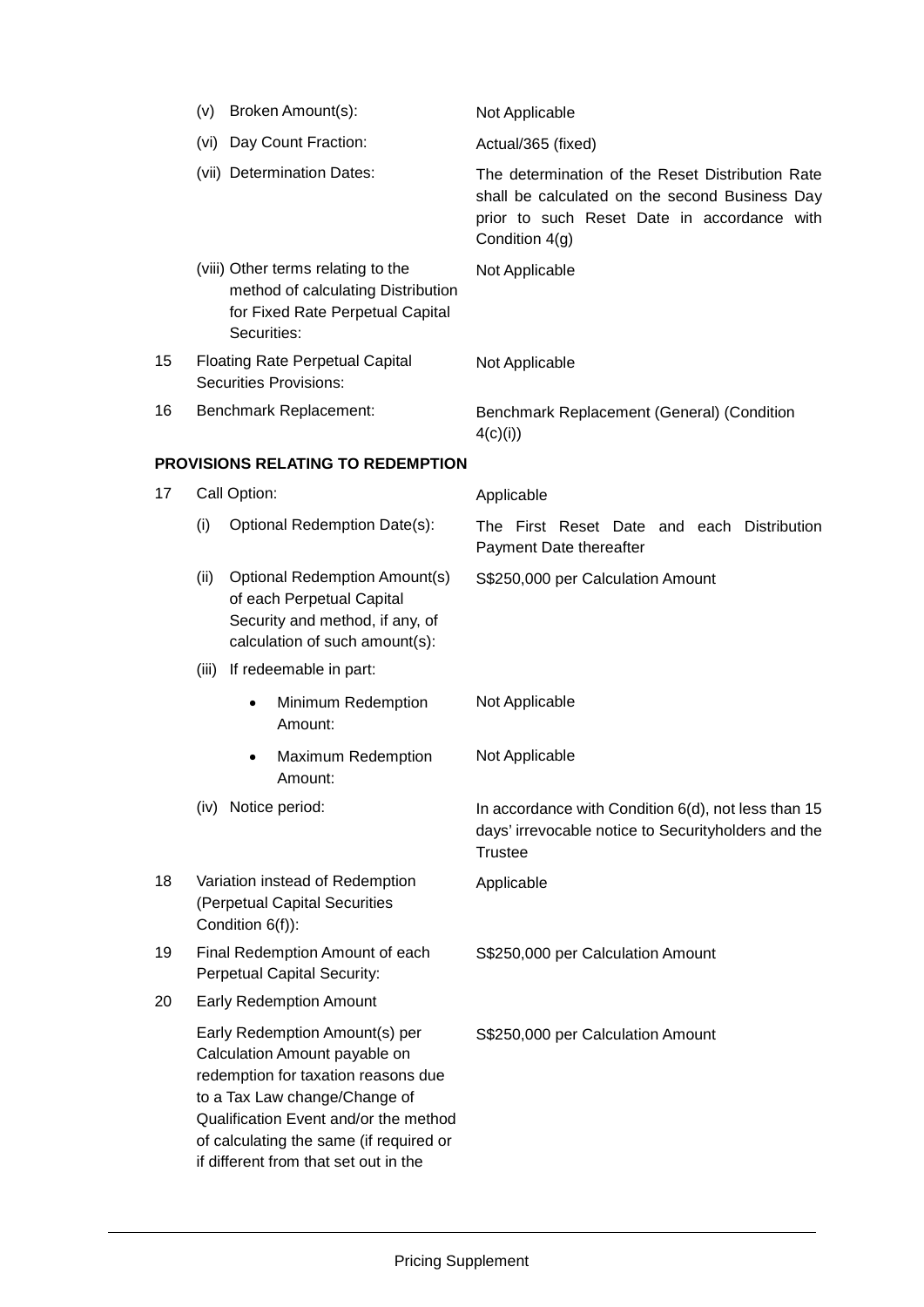| | | |
|---|---|---|
| | (v) Broken Amount(s): | Not Applicable |
| | (vi) Day Count Fraction: | Actual/365 (fixed) |
| | (vii) Determination Dates: | The determination of the Reset Distribution Rate shall be calculated on the second Business Day prior to such Reset Date in accordance with Condition 4(g) |
| | (viii) Other terms relating to the method of calculating Distribution for Fixed Rate Perpetual Capital Securities: | Not Applicable |
| 15 | Floating Rate Perpetual Capital Securities Provisions: | Not Applicable |
| 16 | Benchmark Replacement: | Benchmark Replacement (General) (Condition 4(c)(i)) |

**PROVISIONS RELATING TO REDEMPTION**

| | | |
|---|---|---|
| 17 | Call Option: | Applicable |
| | (i) Optional Redemption Date(s): | The First Reset Date and each Distribution Payment Date thereafter |
| | (ii) Optional Redemption Amount(s) of each Perpetual Capital Security and method, if any, of calculation of such amount(s): | S$250,000 per Calculation Amount |
| | (iii) If redeemable in part: | |
| | • Minimum Redemption Amount: | Not Applicable |
| | • Maximum Redemption Amount: | Not Applicable |
| | (iv) Notice period: | In accordance with Condition 6(d), not less than 15 days' irrevocable notice to Securityholders and the Trustee |
| 18 | Variation instead of Redemption (Perpetual Capital Securities Condition 6(f)): | Applicable |
| 19 | Final Redemption Amount of each Perpetual Capital Security: | S$250,000 per Calculation Amount |
| 20 | Early Redemption Amount | |
| | Early Redemption Amount(s) per Calculation Amount payable on redemption for taxation reasons due to a Tax Law change/Change of Qualification Event and/or the method of calculating the same (if required or if different from that set out in the | S$250,000 per Calculation Amount |

Pricing Supplement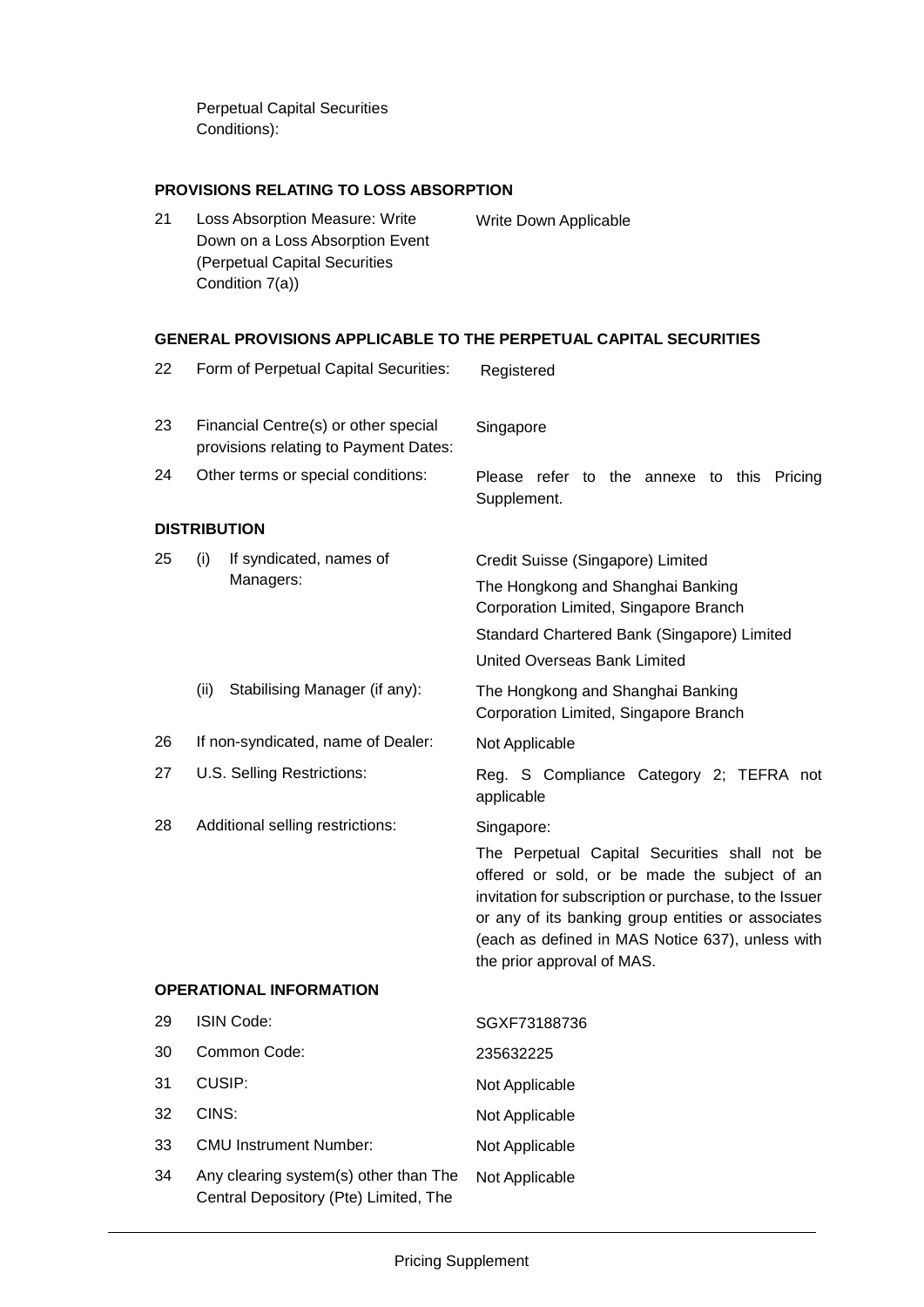Perpetual Capital Securities Conditions):

**PROVISIONS RELATING TO LOSS ABSORPTION**

| | | |
|---|---|---|
| 21 | Loss Absorption Measure: Write Down on a Loss Absorption Event (Perpetual Capital Securities Condition 7(a)) | Write Down Applicable |

**GENERAL PROVISIONS APPLICABLE TO THE PERPETUAL CAPITAL SECURITIES**

| | | |
|---|---|---|
| 22 | Form of Perpetual Capital Securities: | Registered |
| 23 | Financial Centre(s) or other special provisions relating to Payment Dates: | Singapore |
| 24 | Other terms or special conditions: | Please refer to the annexe to this Pricing Supplement. |

**DISTRIBUTION**

| | | |
|---|---|---|
| 25 | (i) If syndicated, names of Managers: | Credit Suisse (Singapore) Limited<br>The Hongkong and Shanghai Banking Corporation Limited, Singapore Branch<br>Standard Chartered Bank (Singapore) Limited<br>United Overseas Bank Limited |
| | (ii) Stabilising Manager (if any): | The Hongkong and Shanghai Banking Corporation Limited, Singapore Branch |
| 26 | If non-syndicated, name of Dealer: | Not Applicable |
| 27 | U.S. Selling Restrictions: | Reg. S Compliance Category 2; TEFRA not applicable |
| 28 | Additional selling restrictions: | Singapore:<br>The Perpetual Capital Securities shall not be offered or sold, or be made the subject of an invitation for subscription or purchase, to the Issuer or any of its banking group entities or associates (each as defined in MAS Notice 637), unless with the prior approval of MAS. |

**OPERATIONAL INFORMATION**

| | | |
|---|---|---|
| 29 | ISIN Code: | SGXF73188736 |
| 30 | Common Code: | 235632225 |
| 31 | CUSIP: | Not Applicable |
| 32 | CINS: | Not Applicable |
| 33 | CMU Instrument Number: | Not Applicable |
| 34 | Any clearing system(s) other than The Central Depository (Pte) Limited, The | Not Applicable |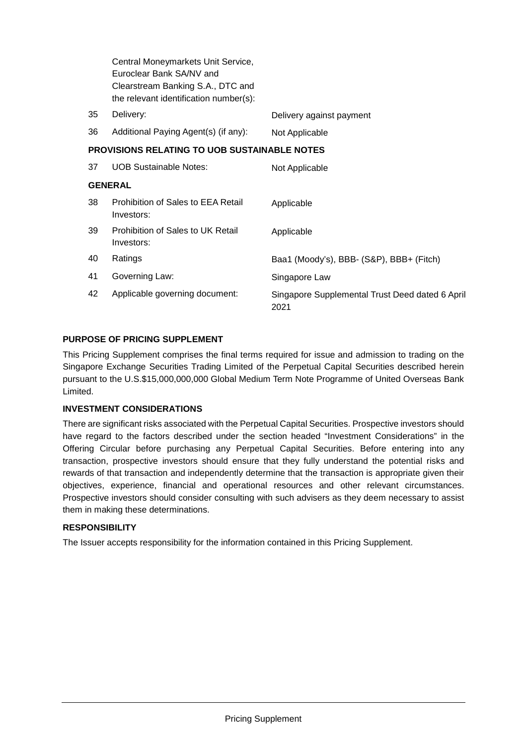| | | |
|---|---|---|
| | Central Moneymarkets Unit Service, Euroclear Bank SA/NV and Clearstream Banking S.A., DTC and the relevant identification number(s): | |
| 35 | Delivery: | Delivery against payment |
| 36 | Additional Paying Agent(s) (if any): | Not Applicable |

**PROVISIONS RELATING TO UOB SUSTAINABLE NOTES**

| | | |
|---|---|---|
| 37 | UOB Sustainable Notes: | Not Applicable |

**GENERAL**

| | | |
|---|---|---|
| 38 | Prohibition of Sales to EEA Retail Investors: | Applicable |
| 39 | Prohibition of Sales to UK Retail Investors: | Applicable |
| 40 | Ratings | Baa1 (Moody's), BBB- (S&P), BBB+ (Fitch) |
| 41 | Governing Law: | Singapore Law |
| 42 | Applicable governing document: | Singapore Supplemental Trust Deed dated 6 April 2021 |

**PURPOSE OF PRICING SUPPLEMENT**

This Pricing Supplement comprises the final terms required for issue and admission to trading on the Singapore Exchange Securities Trading Limited of the Perpetual Capital Securities described herein pursuant to the U.S.$15,000,000,000 Global Medium Term Note Programme of United Overseas Bank Limited.

**INVESTMENT CONSIDERATIONS**

There are significant risks associated with the Perpetual Capital Securities. Prospective investors should have regard to the factors described under the section headed "Investment Considerations" in the Offering Circular before purchasing any Perpetual Capital Securities. Before entering into any transaction, prospective investors should ensure that they fully understand the potential risks and rewards of that transaction and independently determine that the transaction is appropriate given their objectives, experience, financial and operational resources and other relevant circumstances. Prospective investors should consider consulting with such advisers as they deem necessary to assist them in making these determinations.

**RESPONSIBILITY**

The Issuer accepts responsibility for the information contained in this Pricing Supplement.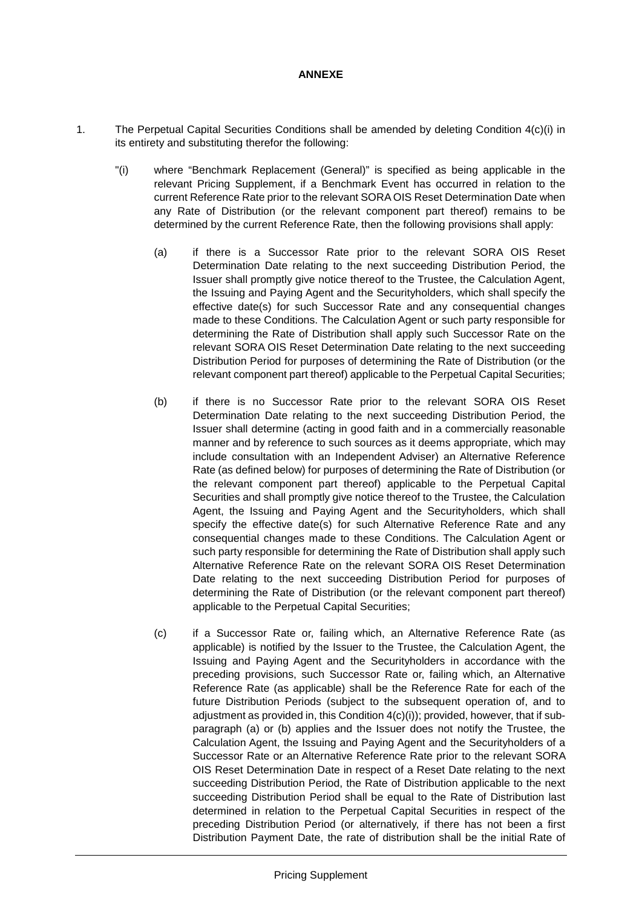**ANNEXE**

1. The Perpetual Capital Securities Conditions shall be amended by deleting Condition 4(c)(i) in its entirety and substituting therefor the following:

"(i) where "Benchmark Replacement (General)" is specified as being applicable in the relevant Pricing Supplement, if a Benchmark Event has occurred in relation to the current Reference Rate prior to the relevant SORA OIS Reset Determination Date when any Rate of Distribution (or the relevant component part thereof) remains to be determined by the current Reference Rate, then the following provisions shall apply:

(a) if there is a Successor Rate prior to the relevant SORA OIS Reset Determination Date relating to the next succeeding Distribution Period, the Issuer shall promptly give notice thereof to the Trustee, the Calculation Agent, the Issuing and Paying Agent and the Securityholders, which shall specify the effective date(s) for such Successor Rate and any consequential changes made to these Conditions. The Calculation Agent or such party responsible for determining the Rate of Distribution shall apply such Successor Rate on the relevant SORA OIS Reset Determination Date relating to the next succeeding Distribution Period for purposes of determining the Rate of Distribution (or the relevant component part thereof) applicable to the Perpetual Capital Securities;

(b) if there is no Successor Rate prior to the relevant SORA OIS Reset Determination Date relating to the next succeeding Distribution Period, the Issuer shall determine (acting in good faith and in a commercially reasonable manner and by reference to such sources as it deems appropriate, which may include consultation with an Independent Adviser) an Alternative Reference Rate (as defined below) for purposes of determining the Rate of Distribution (or the relevant component part thereof) applicable to the Perpetual Capital Securities and shall promptly give notice thereof to the Trustee, the Calculation Agent, the Issuing and Paying Agent and the Securityholders, which shall specify the effective date(s) for such Alternative Reference Rate and any consequential changes made to these Conditions. The Calculation Agent or such party responsible for determining the Rate of Distribution shall apply such Alternative Reference Rate on the relevant SORA OIS Reset Determination Date relating to the next succeeding Distribution Period for purposes of determining the Rate of Distribution (or the relevant component part thereof) applicable to the Perpetual Capital Securities;

(c) if a Successor Rate or, failing which, an Alternative Reference Rate (as applicable) is notified by the Issuer to the Trustee, the Calculation Agent, the Issuing and Paying Agent and the Securityholders in accordance with the preceding provisions, such Successor Rate or, failing which, an Alternative Reference Rate (as applicable) shall be the Reference Rate for each of the future Distribution Periods (subject to the subsequent operation of, and to adjustment as provided in, this Condition 4(c)(i)); provided, however, that if sub-paragraph (a) or (b) applies and the Issuer does not notify the Trustee, the Calculation Agent, the Issuing and Paying Agent and the Securityholders of a Successor Rate or an Alternative Reference Rate prior to the relevant SORA OIS Reset Determination Date in respect of a Reset Date relating to the next succeeding Distribution Period, the Rate of Distribution applicable to the next succeeding Distribution Period shall be equal to the Rate of Distribution last determined in relation to the Perpetual Capital Securities in respect of the preceding Distribution Period (or alternatively, if there has not been a first Distribution Payment Date, the rate of distribution shall be the initial Rate of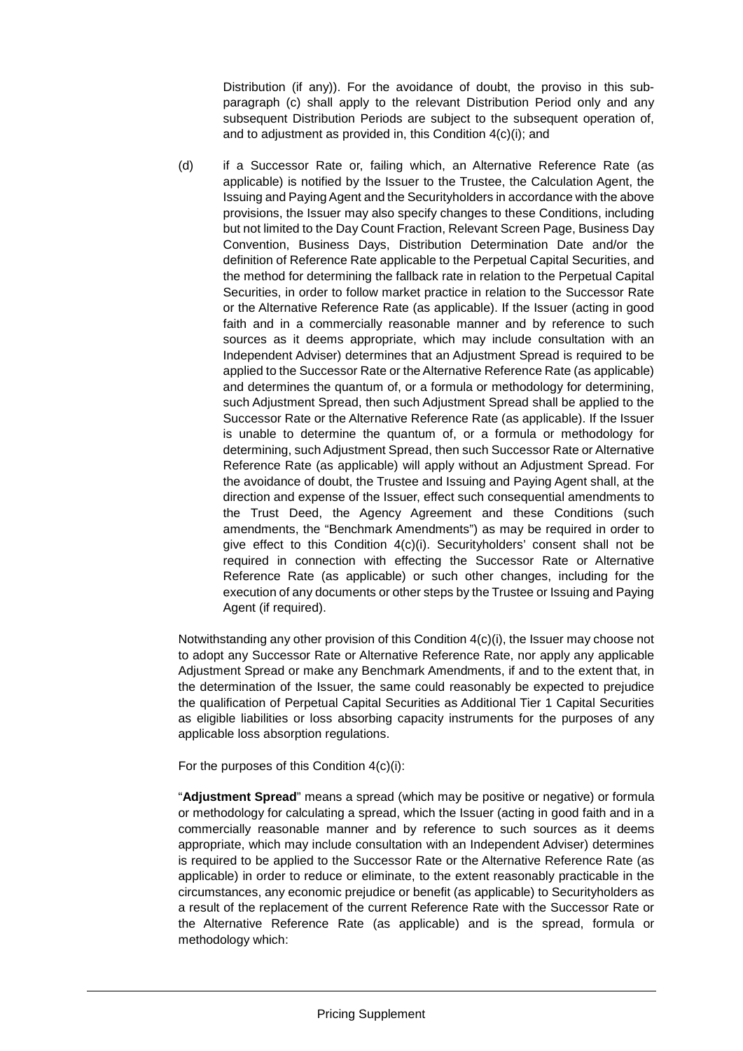Distribution (if any)). For the avoidance of doubt, the proviso in this sub-paragraph (c) shall apply to the relevant Distribution Period only and any subsequent Distribution Periods are subject to the subsequent operation of, and to adjustment as provided in, this Condition 4(c)(i); and

(d) if a Successor Rate or, failing which, an Alternative Reference Rate (as applicable) is notified by the Issuer to the Trustee, the Calculation Agent, the Issuing and Paying Agent and the Securityholders in accordance with the above provisions, the Issuer may also specify changes to these Conditions, including but not limited to the Day Count Fraction, Relevant Screen Page, Business Day Convention, Business Days, Distribution Determination Date and/or the definition of Reference Rate applicable to the Perpetual Capital Securities, and the method for determining the fallback rate in relation to the Perpetual Capital Securities, in order to follow market practice in relation to the Successor Rate or the Alternative Reference Rate (as applicable). If the Issuer (acting in good faith and in a commercially reasonable manner and by reference to such sources as it deems appropriate, which may include consultation with an Independent Adviser) determines that an Adjustment Spread is required to be applied to the Successor Rate or the Alternative Reference Rate (as applicable) and determines the quantum of, or a formula or methodology for determining, such Adjustment Spread, then such Adjustment Spread shall be applied to the Successor Rate or the Alternative Reference Rate (as applicable). If the Issuer is unable to determine the quantum of, or a formula or methodology for determining, such Adjustment Spread, then such Successor Rate or Alternative Reference Rate (as applicable) will apply without an Adjustment Spread. For the avoidance of doubt, the Trustee and Issuing and Paying Agent shall, at the direction and expense of the Issuer, effect such consequential amendments to the Trust Deed, the Agency Agreement and these Conditions (such amendments, the "Benchmark Amendments") as may be required in order to give effect to this Condition 4(c)(i). Securityholders' consent shall not be required in connection with effecting the Successor Rate or Alternative Reference Rate (as applicable) or such other changes, including for the execution of any documents or other steps by the Trustee or Issuing and Paying Agent (if required).

Notwithstanding any other provision of this Condition 4(c)(i), the Issuer may choose not to adopt any Successor Rate or Alternative Reference Rate, nor apply any applicable Adjustment Spread or make any Benchmark Amendments, if and to the extent that, in the determination of the Issuer, the same could reasonably be expected to prejudice the qualification of Perpetual Capital Securities as Additional Tier 1 Capital Securities as eligible liabilities or loss absorbing capacity instruments for the purposes of any applicable loss absorption regulations.

For the purposes of this Condition 4(c)(i):

"**Adjustment Spread**" means a spread (which may be positive or negative) or formula or methodology for calculating a spread, which the Issuer (acting in good faith and in a commercially reasonable manner and by reference to such sources as it deems appropriate, which may include consultation with an Independent Adviser) determines is required to be applied to the Successor Rate or the Alternative Reference Rate (as applicable) in order to reduce or eliminate, to the extent reasonably practicable in the circumstances, any economic prejudice or benefit (as applicable) to Securityholders as a result of the replacement of the current Reference Rate with the Successor Rate or the Alternative Reference Rate (as applicable) and is the spread, formula or methodology which: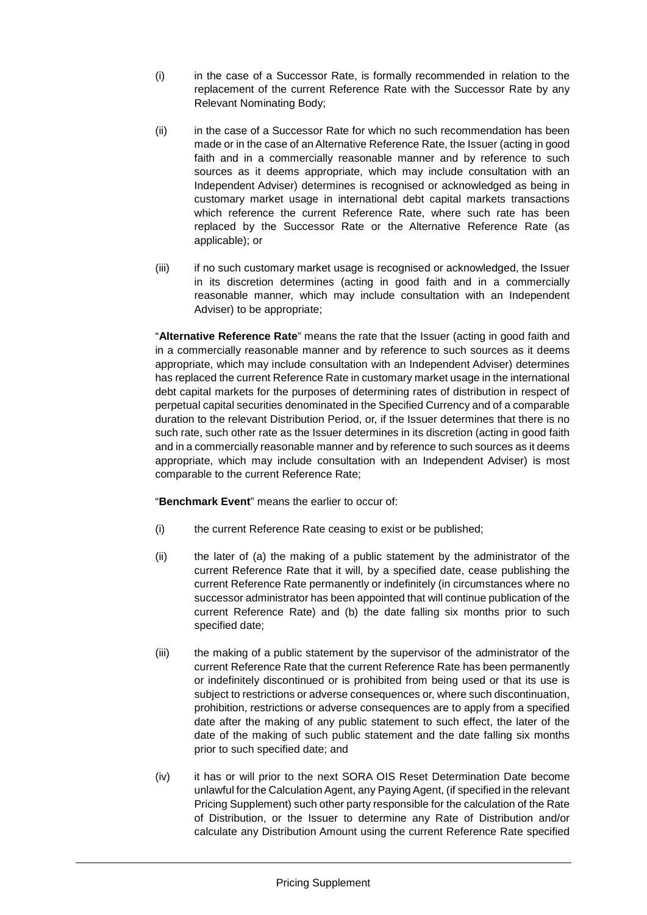(i) in the case of a Successor Rate, is formally recommended in relation to the replacement of the current Reference Rate with the Successor Rate by any Relevant Nominating Body;

(ii) in the case of a Successor Rate for which no such recommendation has been made or in the case of an Alternative Reference Rate, the Issuer (acting in good faith and in a commercially reasonable manner and by reference to such sources as it deems appropriate, which may include consultation with an Independent Adviser) determines is recognised or acknowledged as being in customary market usage in international debt capital markets transactions which reference the current Reference Rate, where such rate has been replaced by the Successor Rate or the Alternative Reference Rate (as applicable); or

(iii) if no such customary market usage is recognised or acknowledged, the Issuer in its discretion determines (acting in good faith and in a commercially reasonable manner, which may include consultation with an Independent Adviser) to be appropriate;

"**Alternative Reference Rate**" means the rate that the Issuer (acting in good faith and in a commercially reasonable manner and by reference to such sources as it deems appropriate, which may include consultation with an Independent Adviser) determines has replaced the current Reference Rate in customary market usage in the international debt capital markets for the purposes of determining rates of distribution in respect of perpetual capital securities denominated in the Specified Currency and of a comparable duration to the relevant Distribution Period, or, if the Issuer determines that there is no such rate, such other rate as the Issuer determines in its discretion (acting in good faith and in a commercially reasonable manner and by reference to such sources as it deems appropriate, which may include consultation with an Independent Adviser) is most comparable to the current Reference Rate;

"**Benchmark Event**" means the earlier to occur of:

(i) the current Reference Rate ceasing to exist or be published;

(ii) the later of (a) the making of a public statement by the administrator of the current Reference Rate that it will, by a specified date, cease publishing the current Reference Rate permanently or indefinitely (in circumstances where no successor administrator has been appointed that will continue publication of the current Reference Rate) and (b) the date falling six months prior to such specified date;

(iii) the making of a public statement by the supervisor of the administrator of the current Reference Rate that the current Reference Rate has been permanently or indefinitely discontinued or is prohibited from being used or that its use is subject to restrictions or adverse consequences or, where such discontinuation, prohibition, restrictions or adverse consequences are to apply from a specified date after the making of any public statement to such effect, the later of the date of the making of such public statement and the date falling six months prior to such specified date; and

(iv) it has or will prior to the next SORA OIS Reset Determination Date become unlawful for the Calculation Agent, any Paying Agent, (if specified in the relevant Pricing Supplement) such other party responsible for the calculation of the Rate of Distribution, or the Issuer to determine any Rate of Distribution and/or calculate any Distribution Amount using the current Reference Rate specified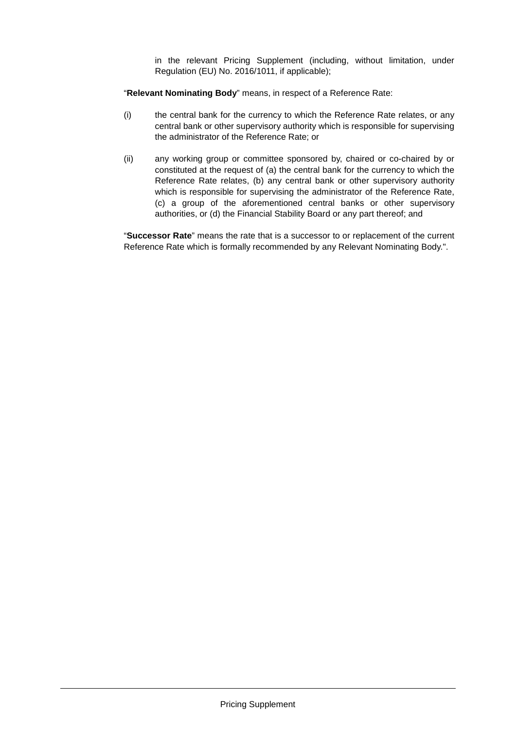in the relevant Pricing Supplement (including, without limitation, under Regulation (EU) No. 2016/1011, if applicable);

"**Relevant Nominating Body**" means, in respect of a Reference Rate:

(i) the central bank for the currency to which the Reference Rate relates, or any central bank or other supervisory authority which is responsible for supervising the administrator of the Reference Rate; or

(ii) any working group or committee sponsored by, chaired or co-chaired by or constituted at the request of (a) the central bank for the currency to which the Reference Rate relates, (b) any central bank or other supervisory authority which is responsible for supervising the administrator of the Reference Rate, (c) a group of the aforementioned central banks or other supervisory authorities, or (d) the Financial Stability Board or any part thereof; and

"**Successor Rate**" means the rate that is a successor to or replacement of the current Reference Rate which is formally recommended by any Relevant Nominating Body.".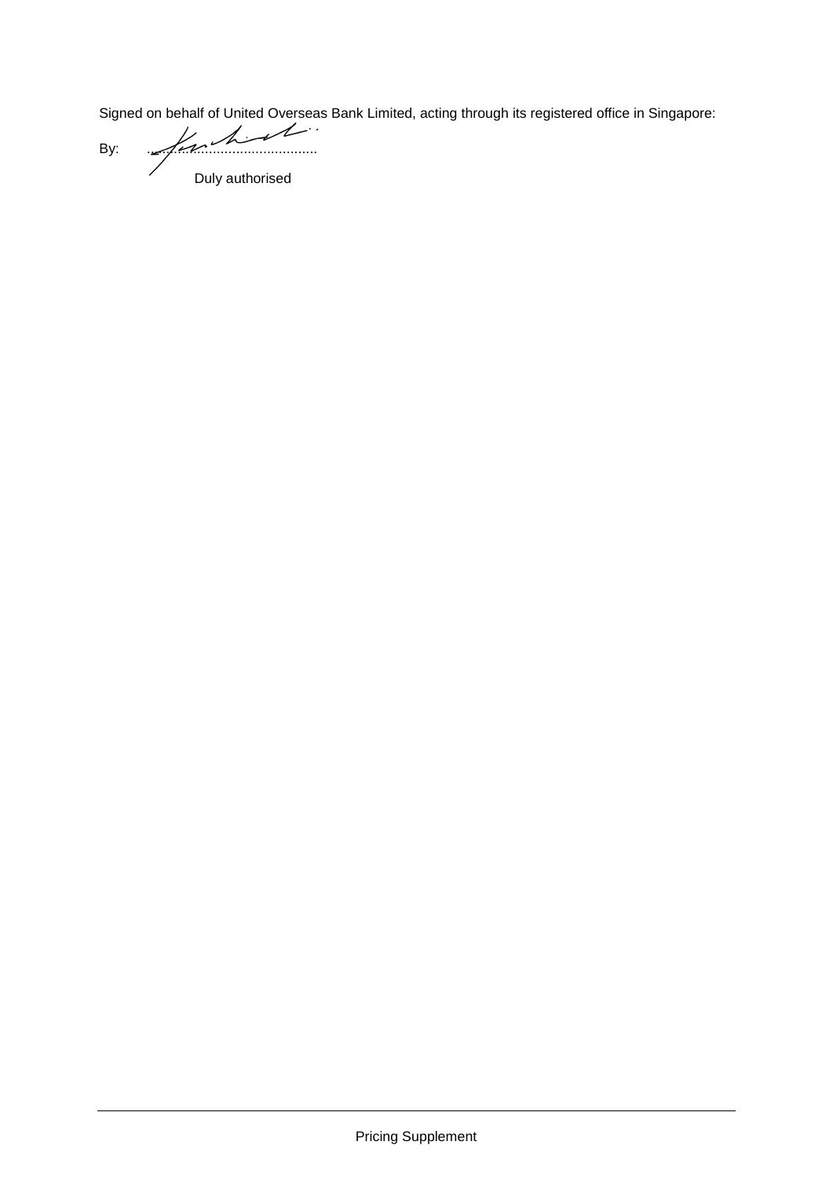Signed on behalf of United Overseas Bank Limited, acting through its registered office in Singapore:

By: ...........................................

Duly authorised